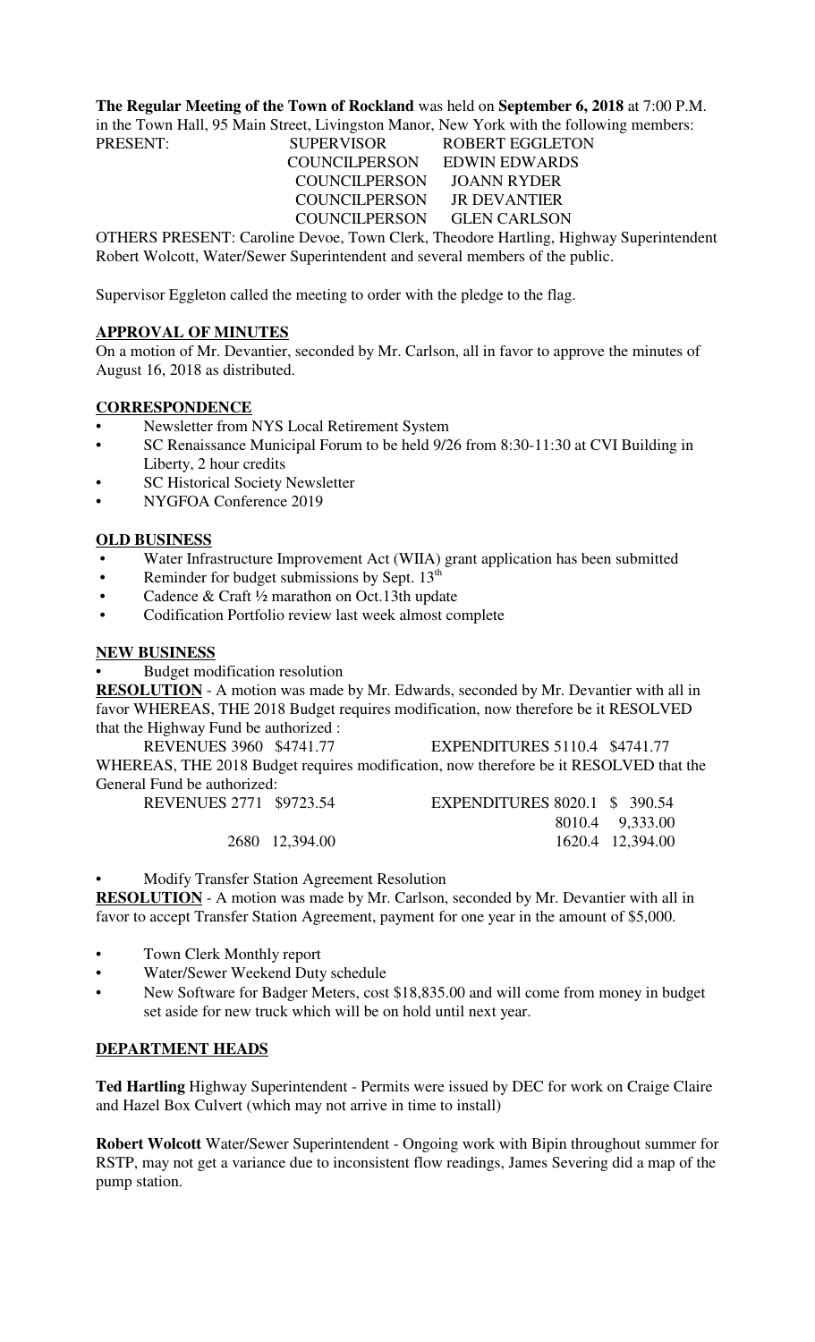**The Regular Meeting of the Town of Rockland** was held on **September 6, 2018** at 7:00 P.M. in the Town Hall, 95 Main Street, Livingston Manor, New York with the following members:

PRESENT: SUPERVISOR ROBERT EGGLETON
COUNCILPERSON EDWIN EDWARDS
COUNCILPERSON JOANN RYDER
COUNCILPERSON JR DEVANTIER
COUNCILPERSON GLEN CARLSON

OTHERS PRESENT: Caroline Devoe, Town Clerk, Theodore Hartling, Highway Superintendent Robert Wolcott, Water/Sewer Superintendent and several members of the public.

Supervisor Eggleton called the meeting to order with the pledge to the flag.

**APPROVAL OF MINUTES**

On a motion of Mr. Devantier, seconded by Mr. Carlson, all in favor to approve the minutes of August 16, 2018 as distributed.

**CORRESPONDENCE**

- Newsletter from NYS Local Retirement System
- SC Renaissance Municipal Forum to be held 9/26 from 8:30-11:30 at CVI Building in Liberty, 2 hour credits
- SC Historical Society Newsletter
- NYGFOA Conference 2019

**OLD BUSINESS**

- Water Infrastructure Improvement Act (WIIA) grant application has been submitted
- Reminder for budget submissions by Sept. 13th
- Cadence & Craft ½ marathon on Oct.13th update
- Codification Portfolio review last week almost complete

**NEW BUSINESS**

- Budget modification resolution

**RESOLUTION** - A motion was made by Mr. Edwards, seconded by Mr. Devantier with all in favor WHEREAS, THE 2018 Budget requires modification, now therefore be it RESOLVED that the Highway Fund be authorized :

REVENUES 3960 $4741.77 EXPENDITURES 5110.4 $4741.77

WHEREAS, THE 2018 Budget requires modification, now therefore be it RESOLVED that the General Fund be authorized:

| REVENUES | | EXPENDITURES | |
|---|---|---|---|
| 2771 | $9723.54 | 8020.1 | $ 390.54 |
| | | 8010.4 | 9,333.00 |
| 2680 | 12,394.00 | 1620.4 | 12,394.00 |

- Modify Transfer Station Agreement Resolution

**RESOLUTION** - A motion was made by Mr. Carlson, seconded by Mr. Devantier with all in favor to accept Transfer Station Agreement, payment for one year in the amount of $5,000.

- Town Clerk Monthly report
- Water/Sewer Weekend Duty schedule
- New Software for Badger Meters, cost $18,835.00 and will come from money in budget set aside for new truck which will be on hold until next year.

**DEPARTMENT HEADS**

**Ted Hartling** Highway Superintendent - Permits were issued by DEC for work on Craige Claire and Hazel Box Culvert (which may not arrive in time to install)

**Robert Wolcott** Water/Sewer Superintendent - Ongoing work with Bipin throughout summer for RSTP, may not get a variance due to inconsistent flow readings, James Severing did a map of the pump station.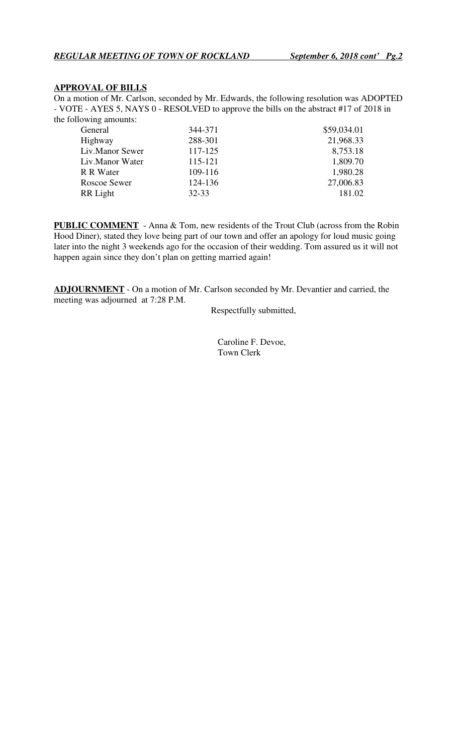**APPROVAL OF BILLS**

On a motion of Mr. Carlson, seconded by Mr. Edwards, the following resolution was ADOPTED - VOTE - AYES 5, NAYS 0 - RESOLVED to approve the bills on the abstract #17 of 2018 in the following amounts:

| | | |
|---|---|---|
| General | 344-371 | $59,034.01 |
| Highway | 288-301 | 21,968.33 |
| Liv.Manor Sewer | 117-125 | 8,753.18 |
| Liv.Manor Water | 115-121 | 1,809.70 |
| R R Water | 109-116 | 1,980.28 |
| Roscoe Sewer | 124-136 | 27,006.83 |
| RR Light | 32-33 | 181.02 |

**PUBLIC COMMENT** - Anna & Tom, new residents of the Trout Club (across from the Robin Hood Diner), stated they love being part of our town and offer an apology for loud music going later into the night 3 weekends ago for the occasion of their wedding. Tom assured us it will not happen again since they don't plan on getting married again!

**ADJOURNMENT** - On a motion of Mr. Carlson seconded by Mr. Devantier and carried, the meeting was adjourned at 7:28 P.M.

Respectfully submitted,

Caroline F. Devoe,
Town Clerk